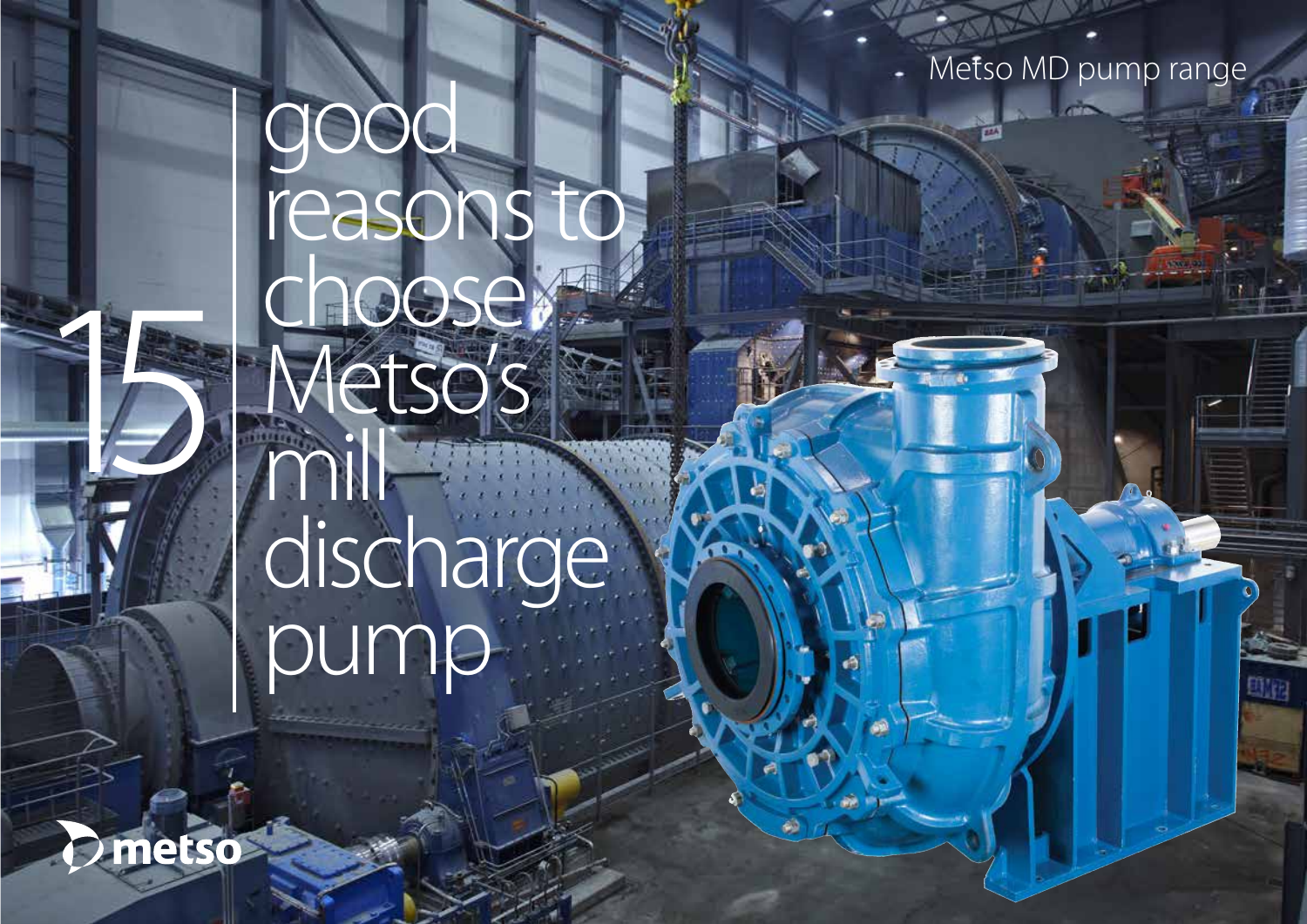Metso MD pump range

# 15 good reasons to choose Metso's mill discharge pump

metso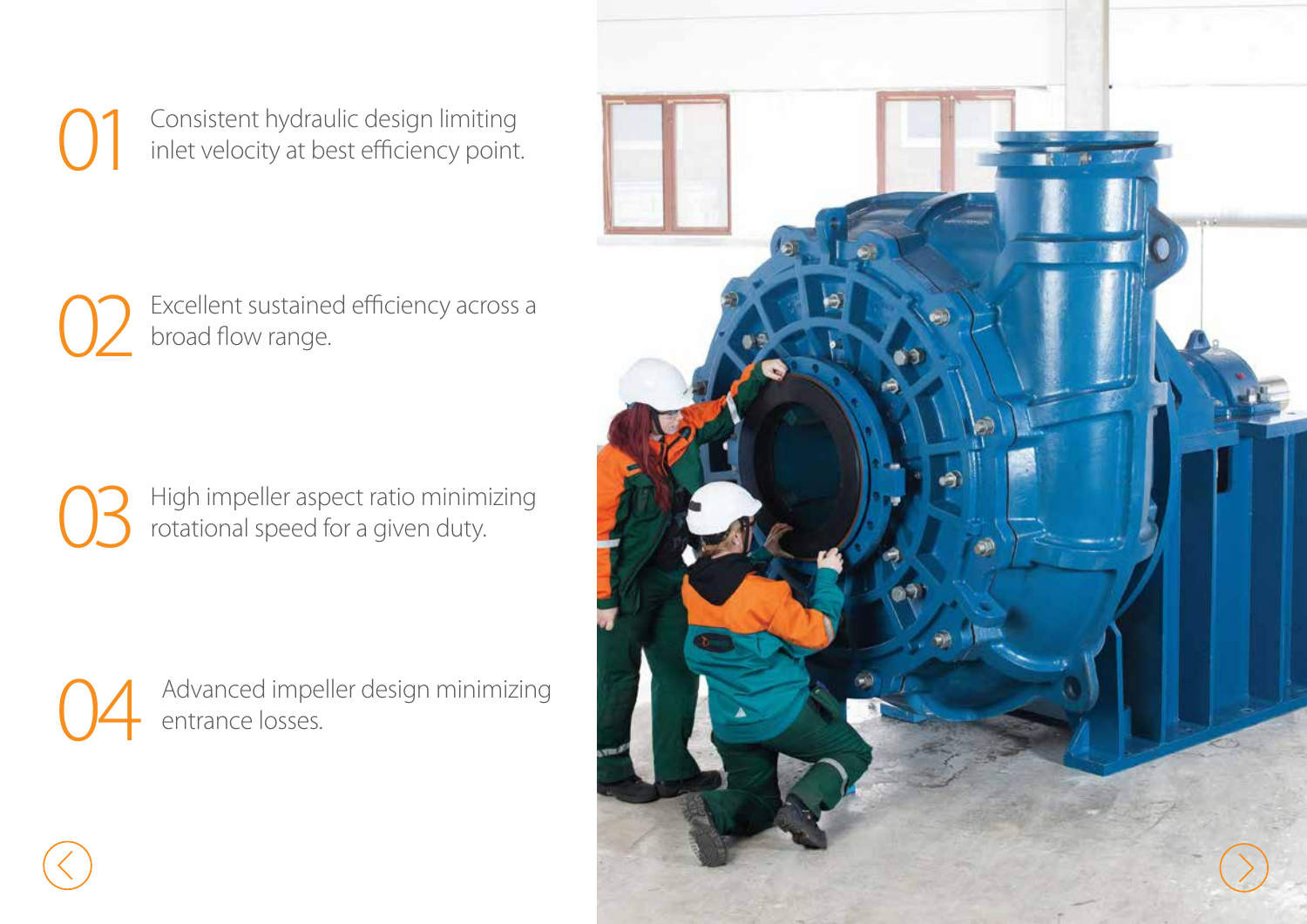01 Consistent hydraulic design limiting inlet velocity at best efficiency point.

02 Excellent sustained efficiency across a broad flow range.

03 High impeller aspect ratio minimizing rotational speed for a given duty.

04 Advanced impeller design minimizing entrance losses.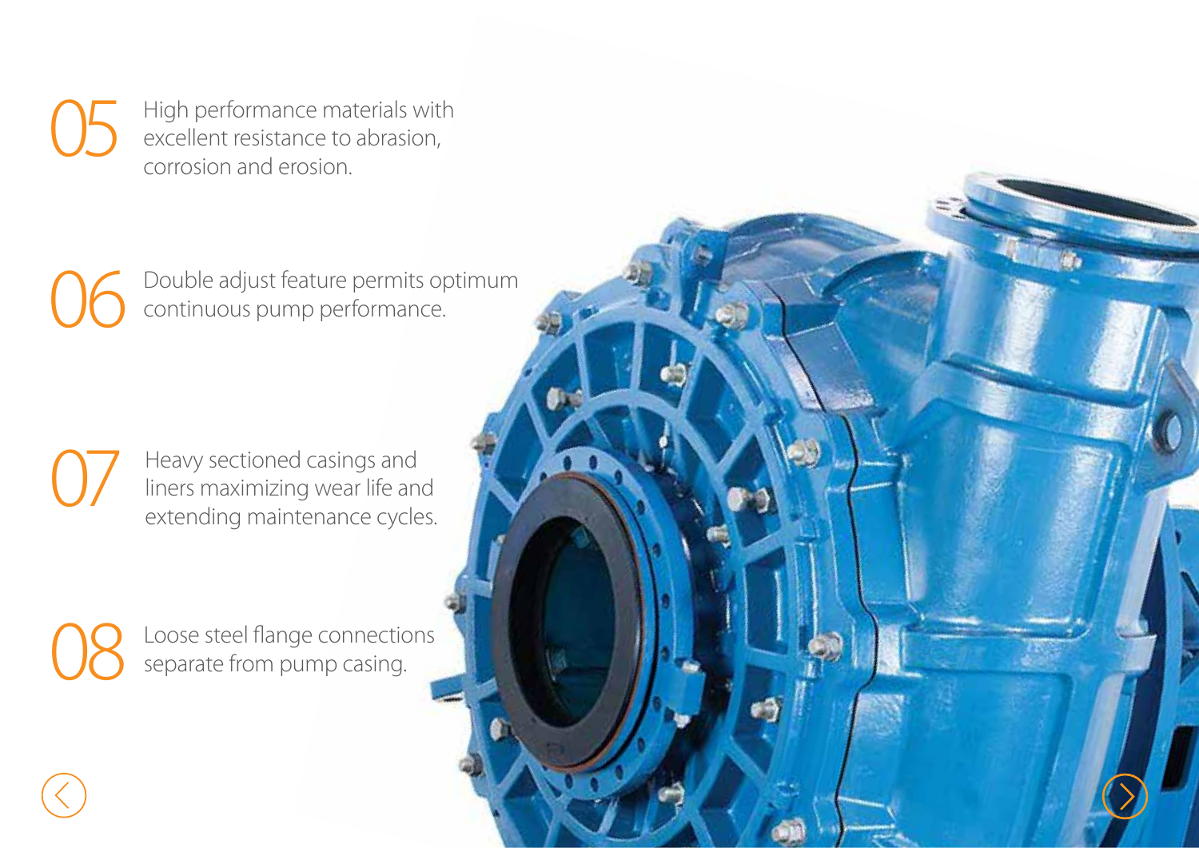05 High performance materials with excellent resistance to abrasion, corrosion and erosion.

06 Double adjust feature permits optimum continuous pump performance.

07 Heavy sectioned casings and liners maximizing wear life and extending maintenance cycles.

08 Loose steel flange connections separate from pump casing.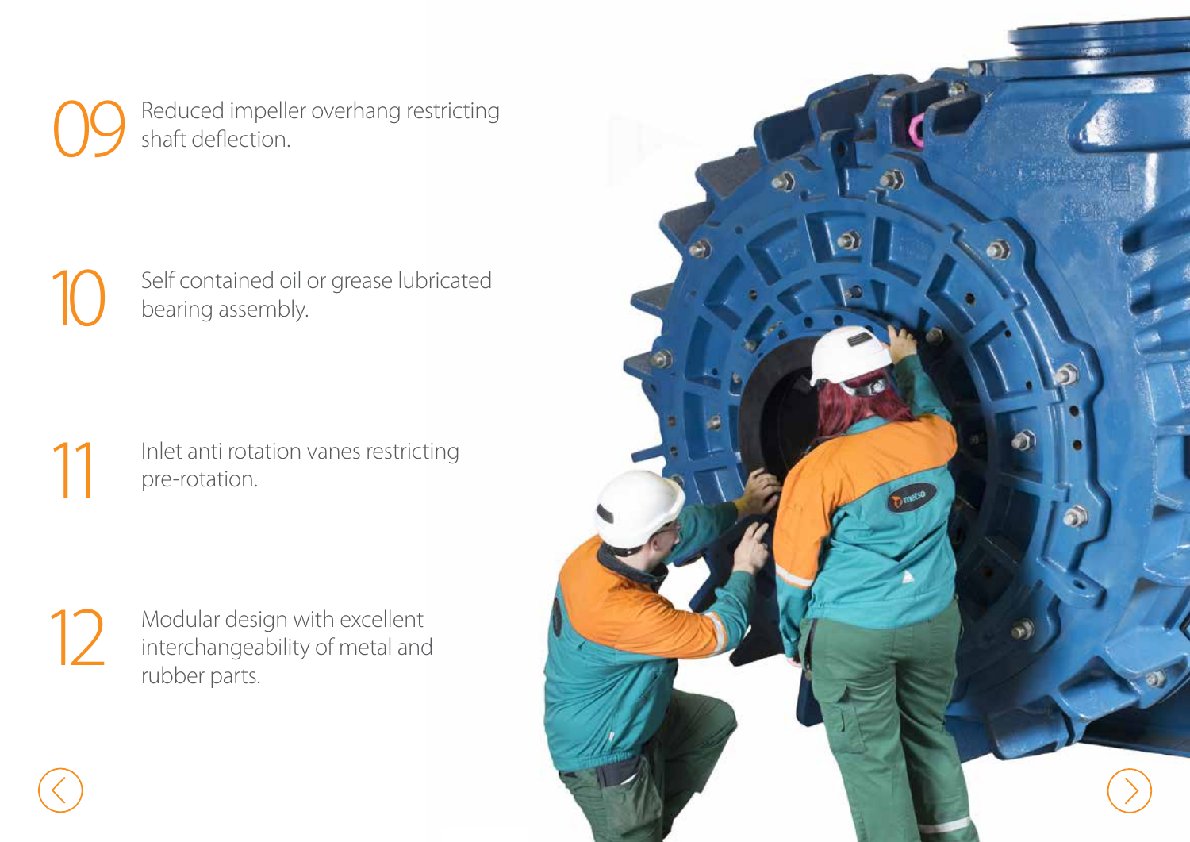09 Reduced impeller overhang restricting shaft deflection.

10 Self contained oil or grease lubricated bearing assembly.

11 Inlet anti rotation vanes restricting pre-rotation.

12 Modular design with excellent interchangeability of metal and rubber parts.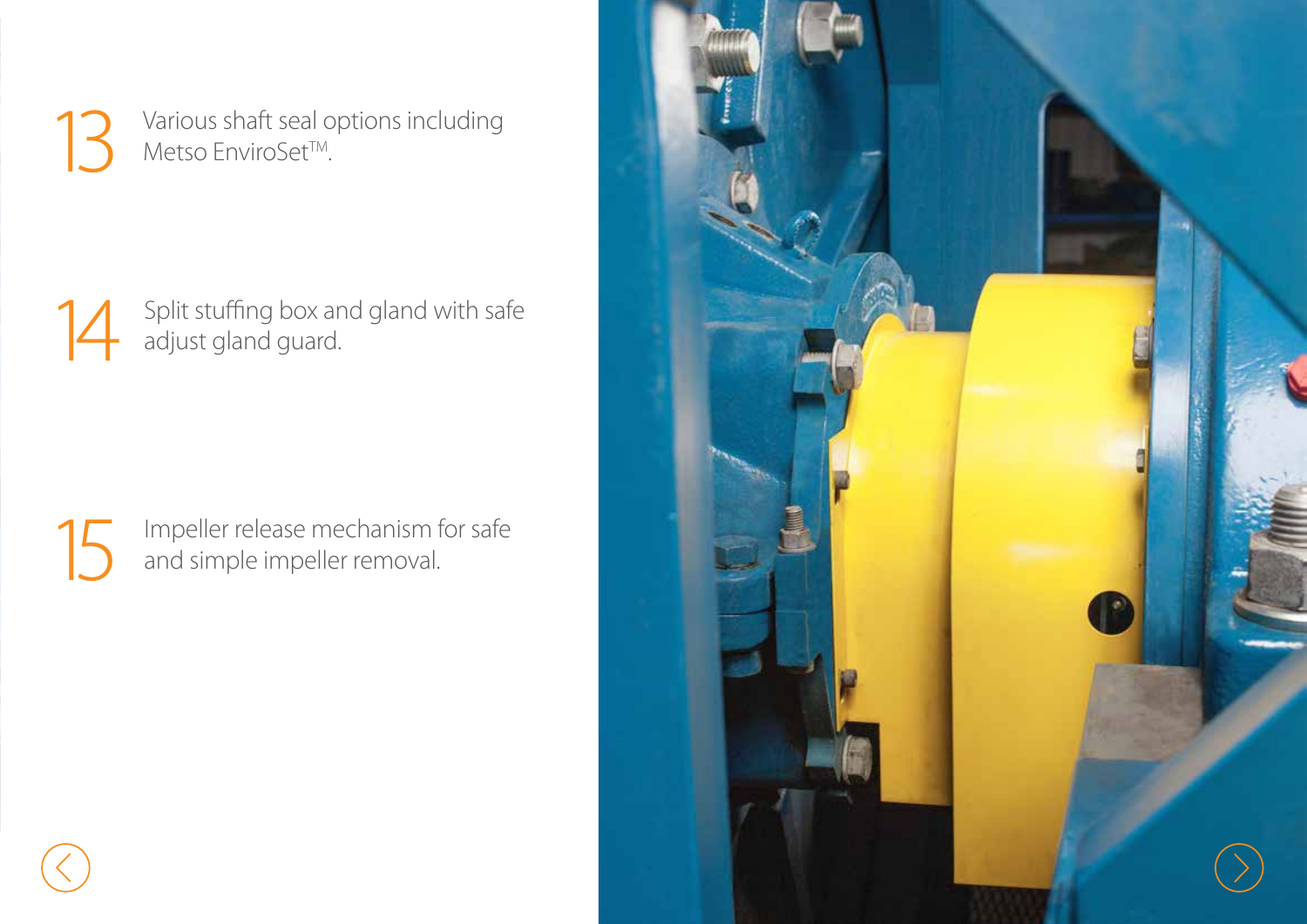13 Various shaft seal options including Metso EnviroSet™.

14 Split stuffing box and gland with safe adjust gland guard.

15 Impeller release mechanism for safe and simple impeller removal.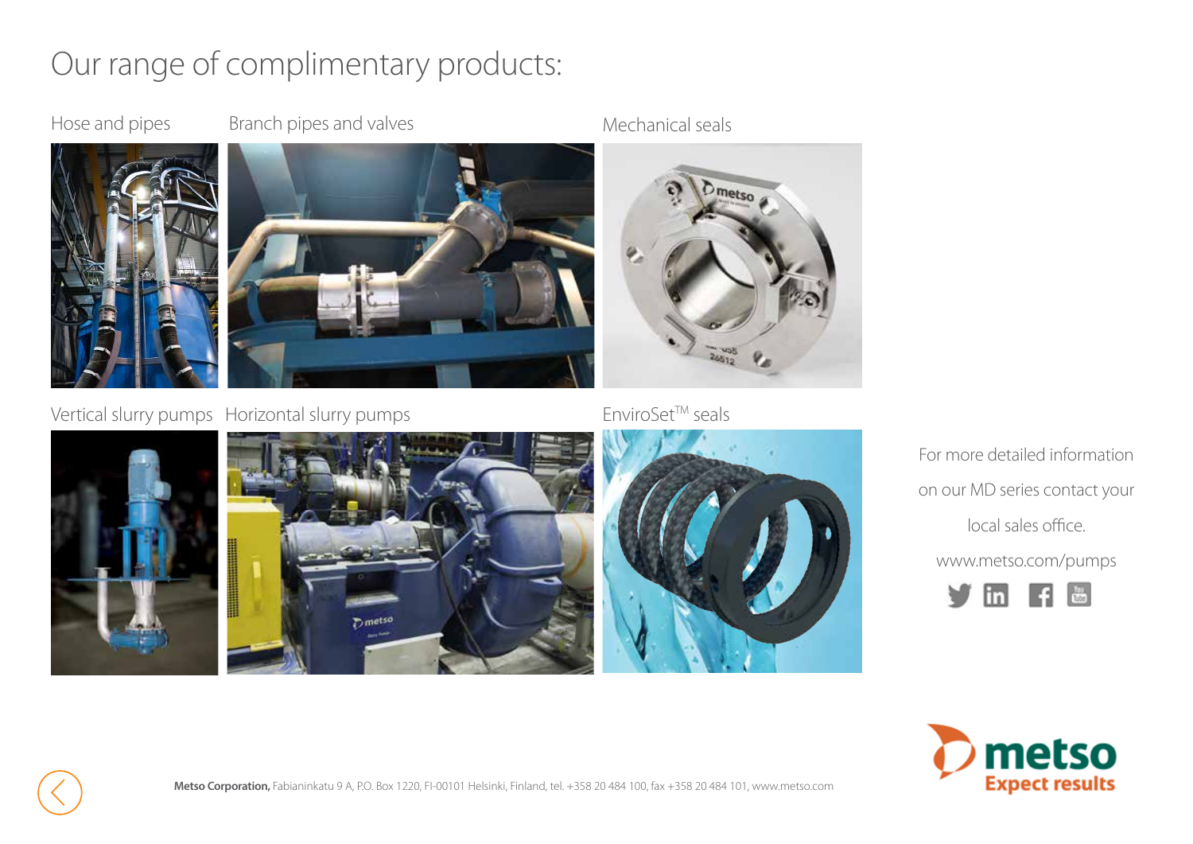# Our range of complimentary products:

Hose and pipes

Branch pipes and valves

Mechanical seals

Vertical slurry pumps

Horizontal slurry pumps

EnviroSet™ seals

For more detailed information on our MD series contact your local sales office.

www.metso.com/pumps

**Metso Corporation,** Fabianinkatu 9 A, P.O. Box 1220, FI-00101 Helsinki, Finland, tel. +358 20 484 100, fax +358 20 484 101, www.metso.com